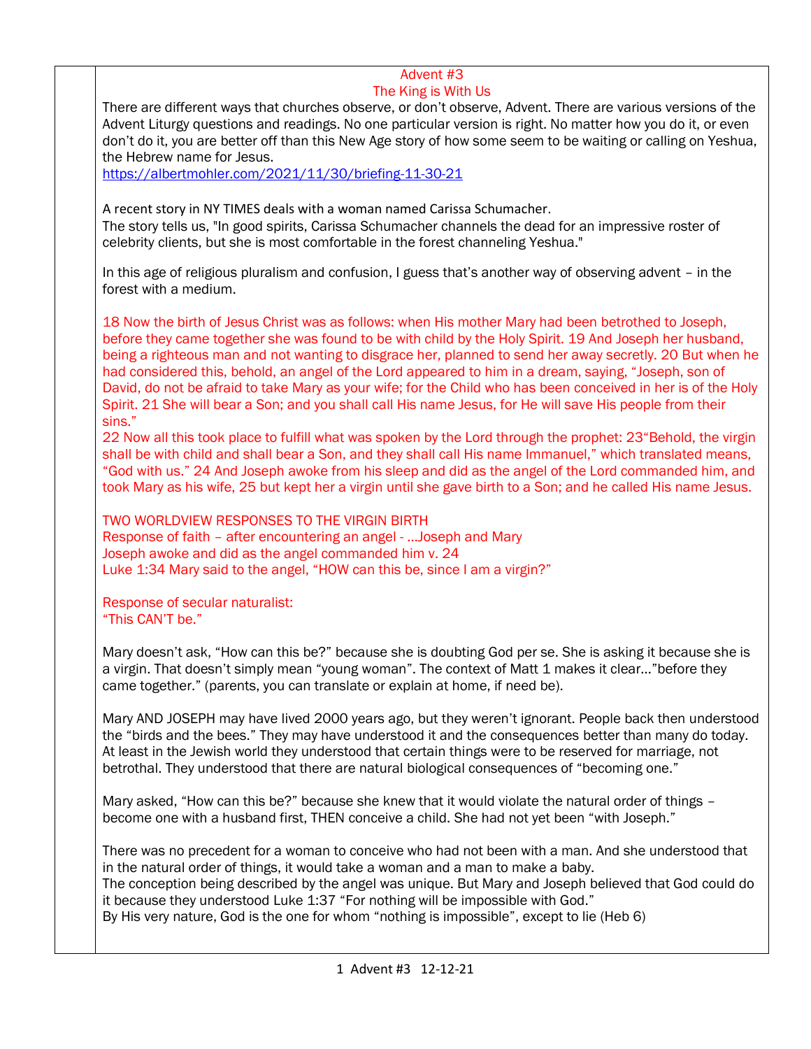## Advent #3
## The King is With Us

There are different ways that churches observe, or don't observe, Advent. There are various versions of the Advent Liturgy questions and readings. No one particular version is right. No matter how you do it, or even don't do it, you are better off than this New Age story of how some seem to be waiting or calling on Yeshua, the Hebrew name for Jesus.
https://albertmohler.com/2021/11/30/briefing-11-30-21

A recent story in NY TIMES deals with a woman named Carissa Schumacher.
The story tells us, "In good spirits, Carissa Schumacher channels the dead for an impressive roster of celebrity clients, but she is most comfortable in the forest channeling Yeshua."

In this age of religious pluralism and confusion, I guess that's another way of observing advent – in the forest with a medium.

18 Now the birth of Jesus Christ was as follows: when His mother Mary had been betrothed to Joseph, before they came together she was found to be with child by the Holy Spirit. 19 And Joseph her husband, being a righteous man and not wanting to disgrace her, planned to send her away secretly. 20 But when he had considered this, behold, an angel of the Lord appeared to him in a dream, saying, "Joseph, son of David, do not be afraid to take Mary as your wife; for the Child who has been conceived in her is of the Holy Spirit. 21 She will bear a Son; and you shall call His name Jesus, for He will save His people from their sins."
22 Now all this took place to fulfill what was spoken by the Lord through the prophet: 23"Behold, the virgin shall be with child and shall bear a Son, and they shall call His name Immanuel," which translated means, "God with us." 24 And Joseph awoke from his sleep and did as the angel of the Lord commanded him, and took Mary as his wife, 25 but kept her a virgin until she gave birth to a Son; and he called His name Jesus.

TWO WORLDVIEW RESPONSES TO THE VIRGIN BIRTH
Response of faith – after encountering an angel - …Joseph and Mary
Joseph awoke and did as the angel commanded him v. 24
Luke 1:34 Mary said to the angel, "HOW can this be, since I am a virgin?"

Response of secular naturalist:
"This CAN'T be."

Mary doesn't ask, "How can this be?" because she is doubting God per se. She is asking it because she is a virgin. That doesn't simply mean "young woman". The context of Matt 1 makes it clear…"before they came together." (parents, you can translate or explain at home, if need be).

Mary AND JOSEPH may have lived 2000 years ago, but they weren't ignorant. People back then understood the "birds and the bees." They may have understood it and the consequences better than many do today. At least in the Jewish world they understood that certain things were to be reserved for marriage, not betrothal. They understood that there are natural biological consequences of "becoming one."

Mary asked, "How can this be?" because she knew that it would violate the natural order of things – become one with a husband first, THEN conceive a child. She had not yet been "with Joseph."

There was no precedent for a woman to conceive who had not been with a man. And she understood that in the natural order of things, it would take a woman and a man to make a baby.
The conception being described by the angel was unique. But Mary and Joseph believed that God could do it because they understood Luke 1:37 "For nothing will be impossible with God."
By His very nature, God is the one for whom "nothing is impossible", except to lie (Heb 6)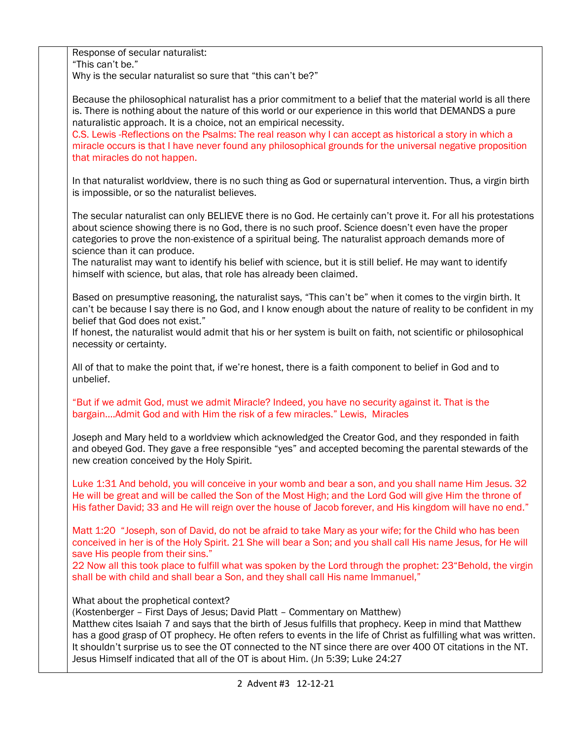Response of secular naturalist:
"This can't be."
Why is the secular naturalist so sure that "this can't be?"

Because the philosophical naturalist has a prior commitment to a belief that the material world is all there is. There is nothing about the nature of this world or our experience in this world that DEMANDS a pure naturalistic approach. It is a choice, not an empirical necessity.
C.S. Lewis -Reflections on the Psalms: The real reason why I can accept as historical a story in which a miracle occurs is that I have never found any philosophical grounds for the universal negative proposition that miracles do not happen.

In that naturalist worldview, there is no such thing as God or supernatural intervention. Thus, a virgin birth is impossible, or so the naturalist believes.

The secular naturalist can only BELIEVE there is no God. He certainly can't prove it. For all his protestations about science showing there is no God, there is no such proof. Science doesn't even have the proper categories to prove the non-existence of a spiritual being. The naturalist approach demands more of science than it can produce.
The naturalist may want to identify his belief with science, but it is still belief. He may want to identify himself with science, but alas, that role has already been claimed.

Based on presumptive reasoning, the naturalist says, "This can't be" when it comes to the virgin birth. It can't be because I say there is no God, and I know enough about the nature of reality to be confident in my belief that God does not exist."
If honest, the naturalist would admit that his or her system is built on faith, not scientific or philosophical necessity or certainty.

All of that to make the point that, if we're honest, there is a faith component to belief in God and to unbelief.

"But if we admit God, must we admit Miracle? Indeed, you have no security against it. That is the bargain....Admit God and with Him the risk of a few miracles." Lewis, Miracles

Joseph and Mary held to a worldview which acknowledged the Creator God, and they responded in faith and obeyed God. They gave a free responsible "yes" and accepted becoming the parental stewards of the new creation conceived by the Holy Spirit.

Luke 1:31 And behold, you will conceive in your womb and bear a son, and you shall name Him Jesus. 32 He will be great and will be called the Son of the Most High; and the Lord God will give Him the throne of His father David; 33 and He will reign over the house of Jacob forever, and His kingdom will have no end."

Matt 1:20 "Joseph, son of David, do not be afraid to take Mary as your wife; for the Child who has been conceived in her is of the Holy Spirit. 21 She will bear a Son; and you shall call His name Jesus, for He will save His people from their sins."
22 Now all this took place to fulfill what was spoken by the Lord through the prophet: 23"Behold, the virgin shall be with child and shall bear a Son, and they shall call His name Immanuel,"

What about the prophetical context?
(Kostenberger – First Days of Jesus; David Platt – Commentary on Matthew)
Matthew cites Isaiah 7 and says that the birth of Jesus fulfills that prophecy. Keep in mind that Matthew has a good grasp of OT prophecy. He often refers to events in the life of Christ as fulfilling what was written. It shouldn't surprise us to see the OT connected to the NT since there are over 400 OT citations in the NT. Jesus Himself indicated that all of the OT is about Him. (Jn 5:39; Luke 24:27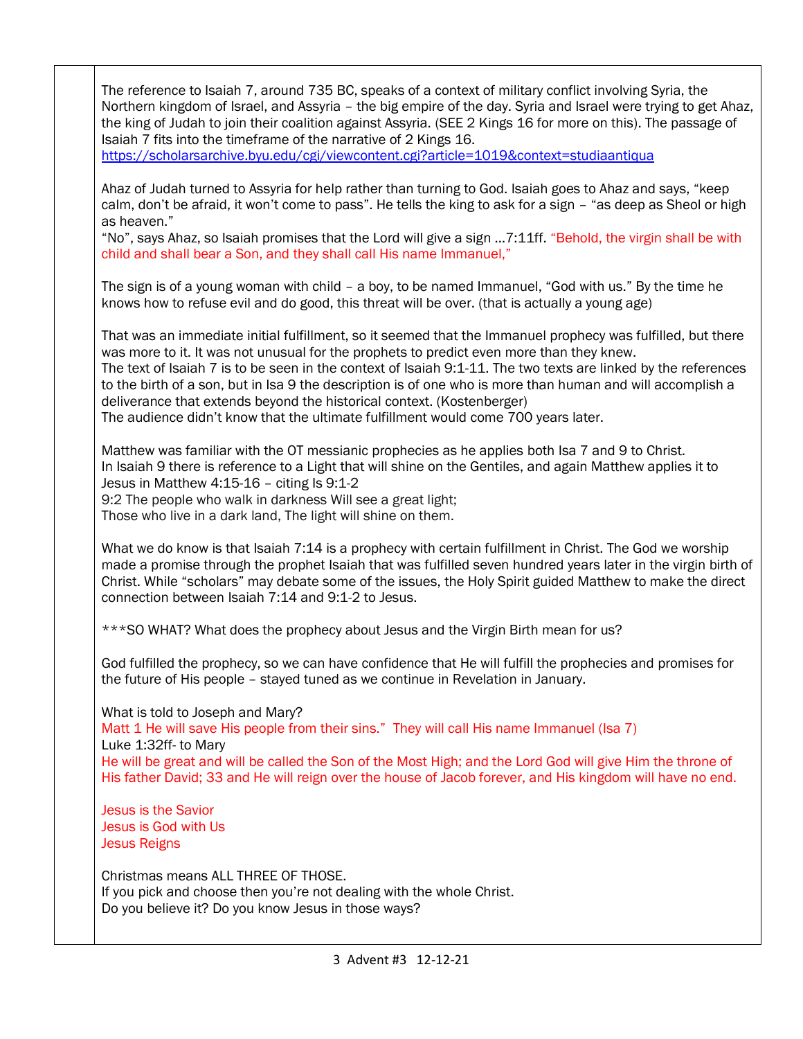The reference to Isaiah 7, around 735 BC, speaks of a context of military conflict involving Syria, the Northern kingdom of Israel, and Assyria – the big empire of the day. Syria and Israel were trying to get Ahaz, the king of Judah to join their coalition against Assyria. (SEE 2 Kings 16 for more on this). The passage of Isaiah 7 fits into the timeframe of the narrative of 2 Kings 16.
https://scholarsarchive.byu.edu/cgi/viewcontent.cgi?article=1019&context=studiaantiqua

Ahaz of Judah turned to Assyria for help rather than turning to God. Isaiah goes to Ahaz and says, "keep calm, don't be afraid, it won't come to pass". He tells the king to ask for a sign – "as deep as Sheol or high as heaven."
"No", says Ahaz, so Isaiah promises that the Lord will give a sign …7:11ff. "Behold, the virgin shall be with child and shall bear a Son, and they shall call His name Immanuel,"

The sign is of a young woman with child – a boy, to be named Immanuel, "God with us." By the time he knows how to refuse evil and do good, this threat will be over. (that is actually a young age)

That was an immediate initial fulfillment, so it seemed that the Immanuel prophecy was fulfilled, but there was more to it. It was not unusual for the prophets to predict even more than they knew.
The text of Isaiah 7 is to be seen in the context of Isaiah 9:1-11. The two texts are linked by the references to the birth of a son, but in Isa 9 the description is of one who is more than human and will accomplish a deliverance that extends beyond the historical context. (Kostenberger)
The audience didn't know that the ultimate fulfillment would come 700 years later.

Matthew was familiar with the OT messianic prophecies as he applies both Isa 7 and 9 to Christ.
In Isaiah 9 there is reference to a Light that will shine on the Gentiles, and again Matthew applies it to Jesus in Matthew 4:15-16 – citing Is 9:1-2
9:2 The people who walk in darkness Will see a great light;
Those who live in a dark land, The light will shine on them.

What we do know is that Isaiah 7:14 is a prophecy with certain fulfillment in Christ. The God we worship made a promise through the prophet Isaiah that was fulfilled seven hundred years later in the virgin birth of Christ. While "scholars" may debate some of the issues, the Holy Spirit guided Matthew to make the direct connection between Isaiah 7:14 and 9:1-2 to Jesus.

***SO WHAT? What does the prophecy about Jesus and the Virgin Birth mean for us?

God fulfilled the prophecy, so we can have confidence that He will fulfill the prophecies and promises for the future of His people – stayed tuned as we continue in Revelation in January.

What is told to Joseph and Mary?
Matt 1 He will save His people from their sins." They will call His name Immanuel (Isa 7)
Luke 1:32ff- to Mary
He will be great and will be called the Son of the Most High; and the Lord God will give Him the throne of His father David; 33 and He will reign over the house of Jacob forever, and His kingdom will have no end.

Jesus is the Savior
Jesus is God with Us
Jesus Reigns

Christmas means ALL THREE OF THOSE.
If you pick and choose then you're not dealing with the whole Christ.
Do you believe it? Do you know Jesus in those ways?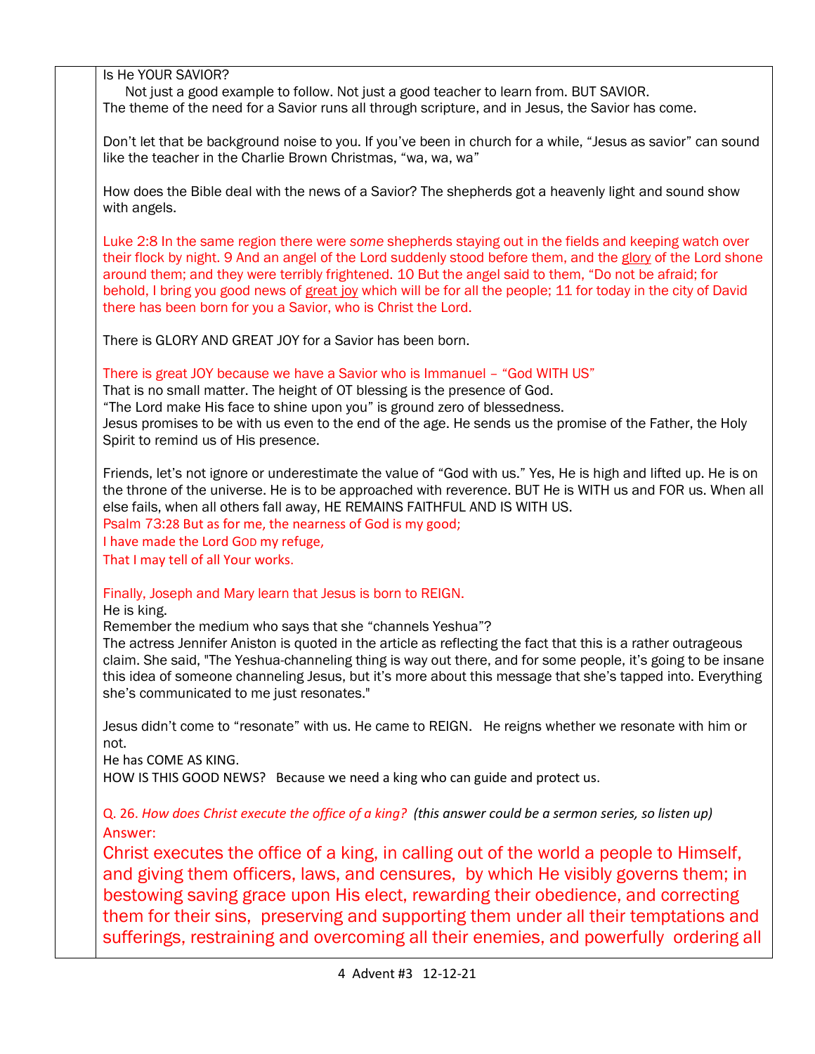Is He YOUR SAVIOR?

Not just a good example to follow. Not just a good teacher to learn from. BUT SAVIOR.
The theme of the need for a Savior runs all through scripture, and in Jesus, the Savior has come.

Don't let that be background noise to you. If you've been in church for a while, "Jesus as savior" can sound like the teacher in the Charlie Brown Christmas, "wa, wa, wa"

How does the Bible deal with the news of a Savior? The shepherds got a heavenly light and sound show with angels.

Luke 2:8 In the same region there were *some* shepherds staying out in the fields and keeping watch over their flock by night. 9 And an angel of the Lord suddenly stood before them, and the glory of the Lord shone around them; and they were terribly frightened. 10 But the angel said to them, "Do not be afraid; for behold, I bring you good news of great joy which will be for all the people; 11 for today in the city of David there has been born for you a Savior, who is Christ the Lord.

There is GLORY AND GREAT JOY for a Savior has been born.

There is great JOY because we have a Savior who is Immanuel – "God WITH US"
That is no small matter. The height of OT blessing is the presence of God.
"The Lord make His face to shine upon you" is ground zero of blessedness.
Jesus promises to be with us even to the end of the age. He sends us the promise of the Father, the Holy Spirit to remind us of His presence.

Friends, let's not ignore or underestimate the value of "God with us." Yes, He is high and lifted up. He is on the throne of the universe. He is to be approached with reverence. BUT He is WITH us and FOR us. When all else fails, when all others fall away, HE REMAINS FAITHFUL AND IS WITH US.
Psalm 73:28 But as for me, the nearness of God is my good;
I have made the Lord GOD my refuge,
That I may tell of all Your works.

Finally, Joseph and Mary learn that Jesus is born to REIGN.
He is king.
Remember the medium who says that she "channels Yeshua"?
The actress Jennifer Aniston is quoted in the article as reflecting the fact that this is a rather outrageous claim. She said, "The Yeshua-channeling thing is way out there, and for some people, it's going to be insane this idea of someone channeling Jesus, but it's more about this message that she's tapped into. Everything she's communicated to me just resonates."

Jesus didn't come to "resonate" with us. He came to REIGN. He reigns whether we resonate with him or not.
He has COME AS KING.
HOW IS THIS GOOD NEWS? Because we need a king who can guide and protect us.

Q. 26. *How does Christ execute the office of a king?* *(this answer could be a sermon series, so listen up)*
Answer:

Christ executes the office of a king, in calling out of the world a people to Himself, and giving them officers, laws, and censures, by which He visibly governs them; in bestowing saving grace upon His elect, rewarding their obedience, and correcting them for their sins, preserving and supporting them under all their temptations and sufferings, restraining and overcoming all their enemies, and powerfully ordering all

4 Advent #3 12-12-21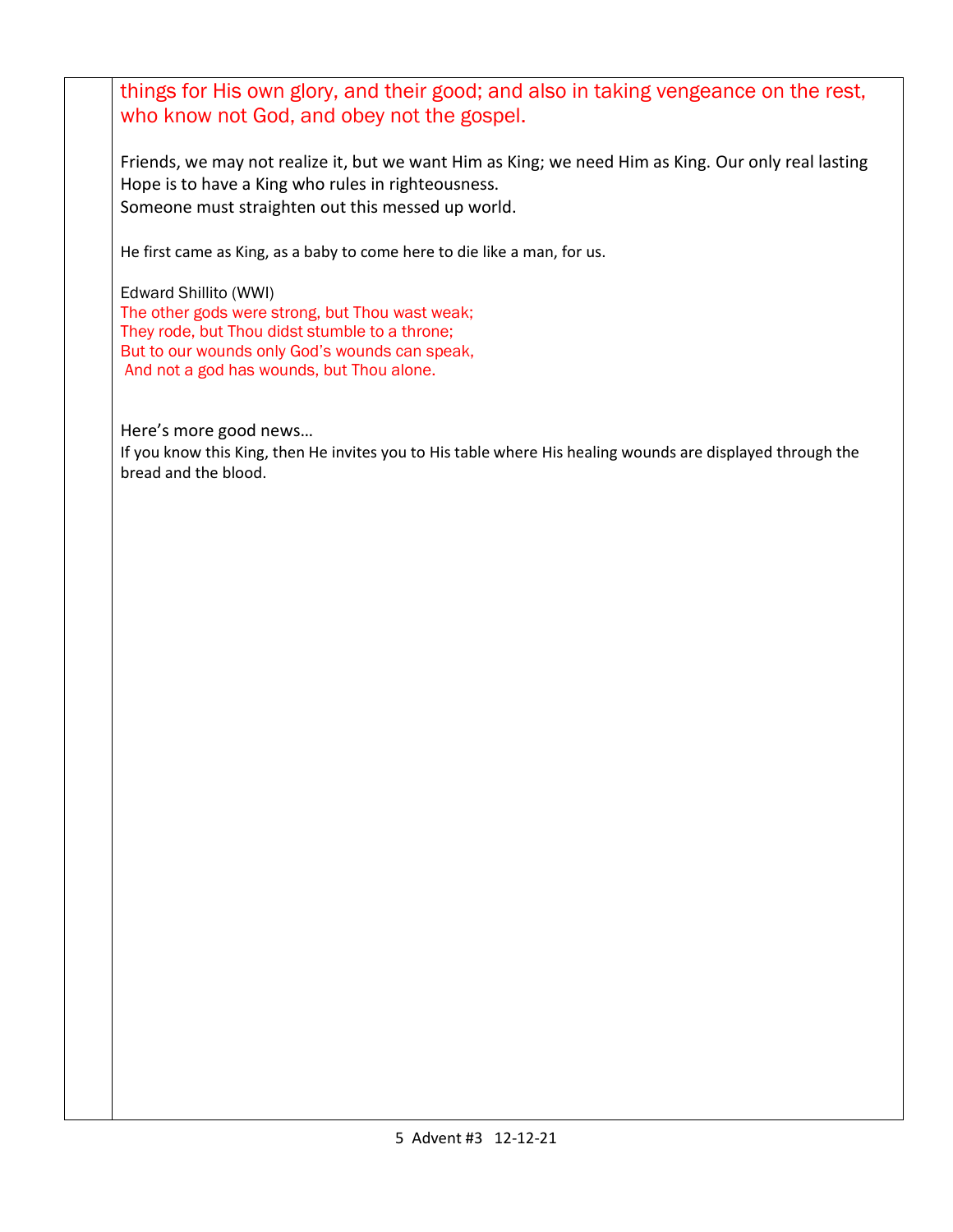things for His own glory, and their good; and also in taking vengeance on the rest, who know not God, and obey not the gospel.

Friends, we may not realize it, but we want Him as King; we need Him as King. Our only real lasting Hope is to have a King who rules in righteousness.
Someone must straighten out this messed up world.

He first came as King, as a baby to come here to die like a man, for us.

Edward Shillito (WWI)
The other gods were strong, but Thou wast weak;
They rode, but Thou didst stumble to a throne;
But to our wounds only God's wounds can speak,
And not a god has wounds, but Thou alone.

Here's more good news…
If you know this King, then He invites you to His table where His healing wounds are displayed through the bread and the blood.